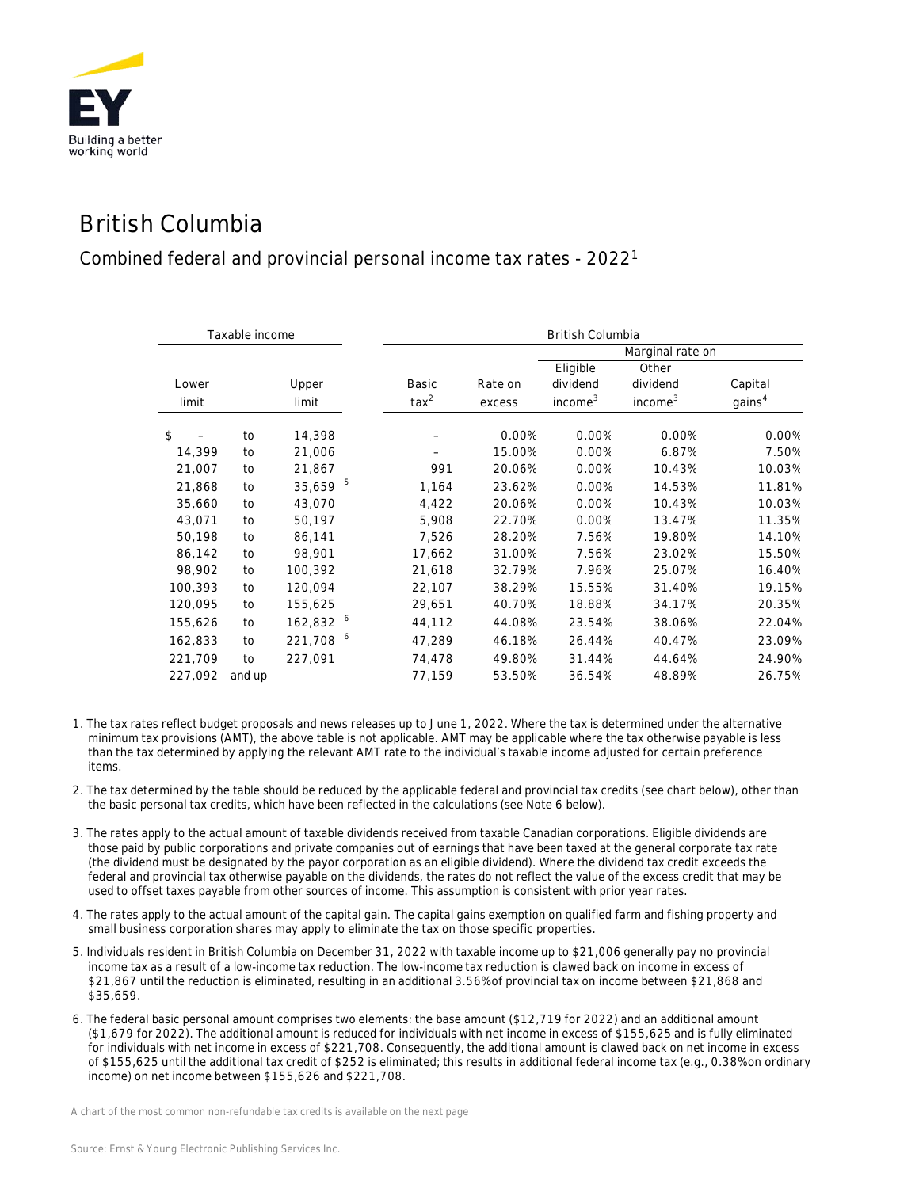# British Columbia

## Combined federal and provincial personal income tax rates - 2022[1]

| Taxable income | | | British Columbia | | | | |
|---|---|---|---|---|---|---|---|
| | | | | | Marginal rate on | | |
| Lower limit | | Upper limit | Basic tax[2] | Rate on excess | Eligible dividend income[3] | Other dividend income[3] | Capital gains[4] |
| $ – | to | 14,398 | – | 0.00% | 0.00% | 0.00% | 0.00% |
| 14,399 | to | 21,006 | – | 15.00% | 0.00% | 6.87% | 7.50% |
| 21,007 | to | 21,867 | 991 | 20.06% | 0.00% | 10.43% | 10.03% |
| 21,868 | to | 35,659 [5] | 1,164 | 23.62% | 0.00% | 14.53% | 11.81% |
| 35,660 | to | 43,070 | 4,422 | 20.06% | 0.00% | 10.43% | 10.03% |
| 43,071 | to | 50,197 | 5,908 | 22.70% | 0.00% | 13.47% | 11.35% |
| 50,198 | to | 86,141 | 7,526 | 28.20% | 7.56% | 19.80% | 14.10% |
| 86,142 | to | 98,901 | 17,662 | 31.00% | 7.56% | 23.02% | 15.50% |
| 98,902 | to | 100,392 | 21,618 | 32.79% | 7.96% | 25.07% | 16.40% |
| 100,393 | to | 120,094 | 22,107 | 38.29% | 15.55% | 31.40% | 19.15% |
| 120,095 | to | 155,625 | 29,651 | 40.70% | 18.88% | 34.17% | 20.35% |
| 155,626 | to | 162,832 [6] | 44,112 | 44.08% | 23.54% | 38.06% | 22.04% |
| 162,833 | to | 221,708 [6] | 47,289 | 46.18% | 26.44% | 40.47% | 23.09% |
| 221,709 | to | 227,091 | 74,478 | 49.80% | 31.44% | 44.64% | 24.90% |
| 227,092 | and up | | 77,159 | 53.50% | 36.54% | 48.89% | 26.75% |

1. The tax rates reflect budget proposals and news releases up to June 1, 2022. Where the tax is determined under the alternative minimum tax provisions (AMT), the above table is not applicable. AMT may be applicable where the tax otherwise payable is less than the tax determined by applying the relevant AMT rate to the individual's taxable income adjusted for certain preference items.

2. The tax determined by the table should be reduced by the applicable federal and provincial tax credits (see chart below), other than the basic personal tax credits, which have been reflected in the calculations (see Note 6 below).

3. The rates apply to the actual amount of taxable dividends received from taxable Canadian corporations. Eligible dividends are those paid by public corporations and private companies out of earnings that have been taxed at the general corporate tax rate (the dividend must be designated by the payor corporation as an eligible dividend). Where the dividend tax credit exceeds the federal and provincial tax otherwise payable on the dividends, the rates do not reflect the value of the excess credit that may be used to offset taxes payable from other sources of income. This assumption is consistent with prior year rates.

4. The rates apply to the actual amount of the capital gain. The capital gains exemption on qualified farm and fishing property and small business corporation shares may apply to eliminate the tax on those specific properties.

5. Individuals resident in British Columbia on December 31, 2022 with taxable income up to $21,006 generally pay no provincial income tax as a result of a low-income tax reduction. The low-income tax reduction is clawed back on income in excess of $21,867 until the reduction is eliminated, resulting in an additional 3.56% of provincial tax on income between $21,868 and $35,659.

6. The federal basic personal amount comprises two elements: the base amount ($12,719 for 2022) and an additional amount ($1,679 for 2022). The additional amount is reduced for individuals with net income in excess of $155,625 and is fully eliminated for individuals with net income in excess of $221,708. Consequently, the additional amount is clawed back on net income in excess of $155,625 until the additional tax credit of $252 is eliminated; this results in additional federal income tax (e.g., 0.38% on ordinary income) on net income between $155,626 and $221,708.

A chart of the most common non-refundable tax credits is available on the next page

Source: Ernst & Young Electronic Publishing Services Inc.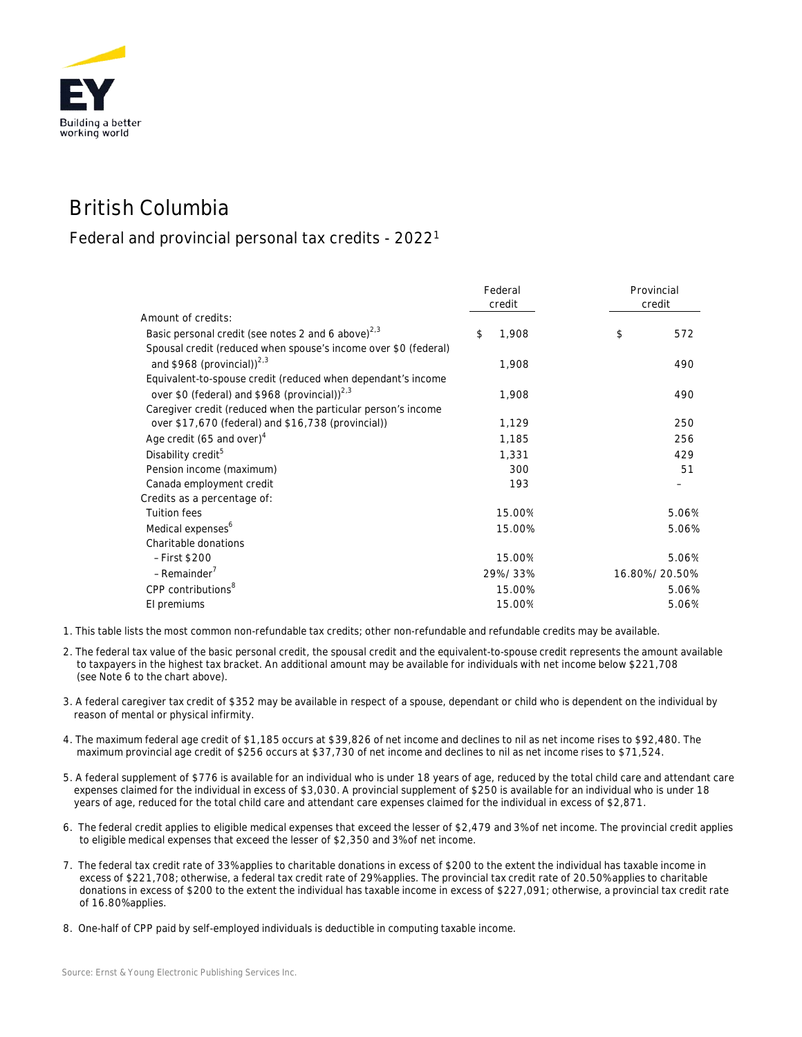# British Columbia

## Federal and provincial personal tax credits - 2022[1]

| | Federal credit | Provincial credit |
|---|---|---|
| Amount of credits: | | |
| Basic personal credit (see notes 2 and 6 above)[2,3] | $ 1,908 | $ 572 |
| Spousal credit (reduced when spouse's income over $0 (federal) and $968 (provincial))[2,3] | 1,908 | 490 |
| Equivalent-to-spouse credit (reduced when dependant's income over $0 (federal) and $968 (provincial))[2,3] | 1,908 | 490 |
| Caregiver credit (reduced when the particular person's income over $17,670 (federal) and $16,738 (provincial)) | 1,129 | 250 |
| Age credit (65 and over)[4] | 1,185 | 256 |
| Disability credit[5] | 1,331 | 429 |
| Pension income (maximum) | 300 | 51 |
| Canada employment credit | 193 | – |
| Credits as a percentage of: | | |
| Tuition fees | 15.00% | 5.06% |
| Medical expenses[6] | 15.00% | 5.06% |
| Charitable donations | | |
| – First $200 | 15.00% | 5.06% |
| – Remainder[7] | 29%/ 33% | 16.80%/ 20.50% |
| CPP contributions[8] | 15.00% | 5.06% |
| EI premiums | 15.00% | 5.06% |

1. This table lists the most common non-refundable tax credits; other non-refundable and refundable credits may be available.

2. The federal tax value of the basic personal credit, the spousal credit and the equivalent-to-spouse credit represents the amount available to taxpayers in the highest tax bracket. An additional amount may be available for individuals with net income below $221,708 (see Note 6 to the chart above).

3. A federal caregiver tax credit of $352 may be available in respect of a spouse, dependant or child who is dependent on the individual by reason of mental or physical infirmity.

4. The maximum federal age credit of $1,185 occurs at $39,826 of net income and declines to nil as net income rises to $92,480. The maximum provincial age credit of $256 occurs at $37,730 of net income and declines to nil as net income rises to $71,524.

5. A federal supplement of $776 is available for an individual who is under 18 years of age, reduced by the total child care and attendant care expenses claimed for the individual in excess of $3,030. A provincial supplement of $250 is available for an individual who is under 18 years of age, reduced for the total child care and attendant care expenses claimed for the individual in excess of $2,871.

6. The federal credit applies to eligible medical expenses that exceed the lesser of $2,479 and 3% of net income. The provincial credit applies to eligible medical expenses that exceed the lesser of $2,350 and 3% of net income.

7. The federal tax credit rate of 33% applies to charitable donations in excess of $200 to the extent the individual has taxable income in excess of $221,708; otherwise, a federal tax credit rate of 29% applies. The provincial tax credit rate of 20.50% applies to charitable donations in excess of $200 to the extent the individual has taxable income in excess of $227,091; otherwise, a provincial tax credit rate of 16.80% applies.

8. One-half of CPP paid by self-employed individuals is deductible in computing taxable income.

Source: Ernst & Young Electronic Publishing Services Inc.